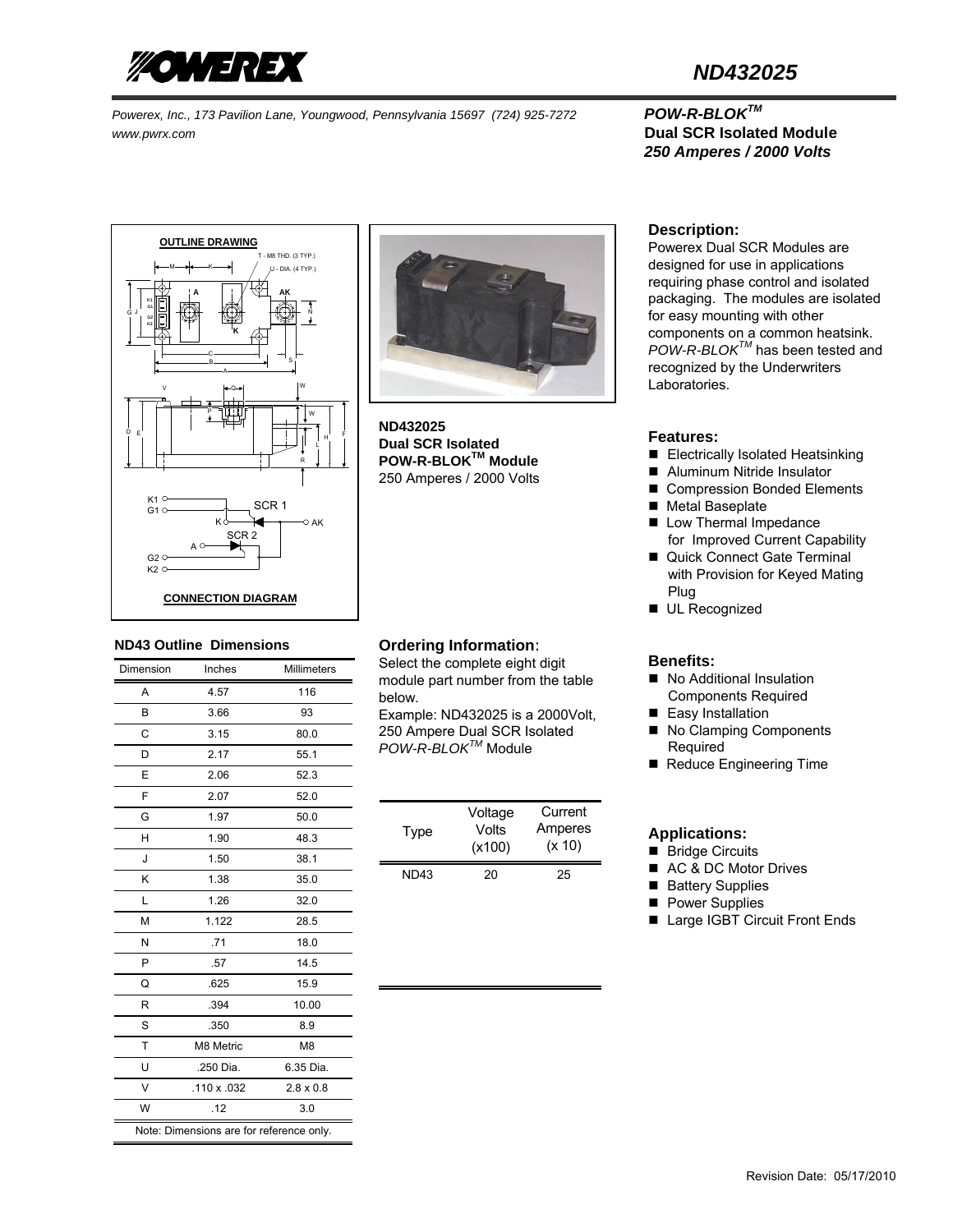# ND432025

*Powerex, Inc., 173 Pavilion Lane, Youngwood, Pennsylvania 15697 (724) 925-7272*
*www.pwrx.com*

***POW-R-BLOK™***
**Dual SCR Isolated Module**
***250 Amperes / 2000 Volts***

OUTLINE DRAWING

CONNECTION DIAGRAM

**ND432025**
**Dual SCR Isolated**
**POW-R-BLOK™ Module**
250 Amperes / 2000 Volts

### Description:

Powerex Dual SCR Modules are designed for use in applications requiring phase control and isolated packaging. The modules are isolated for easy mounting with other components on a common heatsink. *POW-R-BLOK™* has been tested and recognized by the Underwriters Laboratories.

### Features:

- Electrically Isolated Heatsinking
- Aluminum Nitride Insulator
- Compression Bonded Elements
- Metal Baseplate
- Low Thermal Impedance for Improved Current Capability
- Quick Connect Gate Terminal with Provision for Keyed Mating Plug
- UL Recognized

### ND43 Outline Dimensions

| Dimension | Inches | Millimeters |
|---|---|---|
| A | 4.57 | 116 |
| B | 3.66 | 93 |
| C | 3.15 | 80.0 |
| D | 2.17 | 55.1 |
| E | 2.06 | 52.3 |
| F | 2.07 | 52.0 |
| G | 1.97 | 50.0 |
| H | 1.90 | 48.3 |
| J | 1.50 | 38.1 |
| K | 1.38 | 35.0 |
| L | 1.26 | 32.0 |
| M | 1.122 | 28.5 |
| N | .71 | 18.0 |
| P | .57 | 14.5 |
| Q | .625 | 15.9 |
| R | .394 | 10.00 |
| S | .350 | 8.9 |
| T | M8 Metric | M8 |
| U | .250 Dia. | 6.35 Dia. |
| V | .110 x .032 | 2.8 x 0.8 |
| W | .12 | 3.0 |

Note: Dimensions are for reference only.

### Ordering Information:

Select the complete eight digit module part number from the table below.

Example: ND432025 is a 2000Volt, 250 Ampere Dual SCR Isolated *POW-R-BLOK™* Module

| Type | Voltage Volts (x100) | Current Amperes (x 10) |
|---|---|---|
| ND43 | 20 | 25 |

### Benefits:

- No Additional Insulation Components Required
- Easy Installation
- No Clamping Components Required
- Reduce Engineering Time

### Applications:

- Bridge Circuits
- AC & DC Motor Drives
- Battery Supplies
- Power Supplies
- Large IGBT Circuit Front Ends

Revision Date: 05/17/2010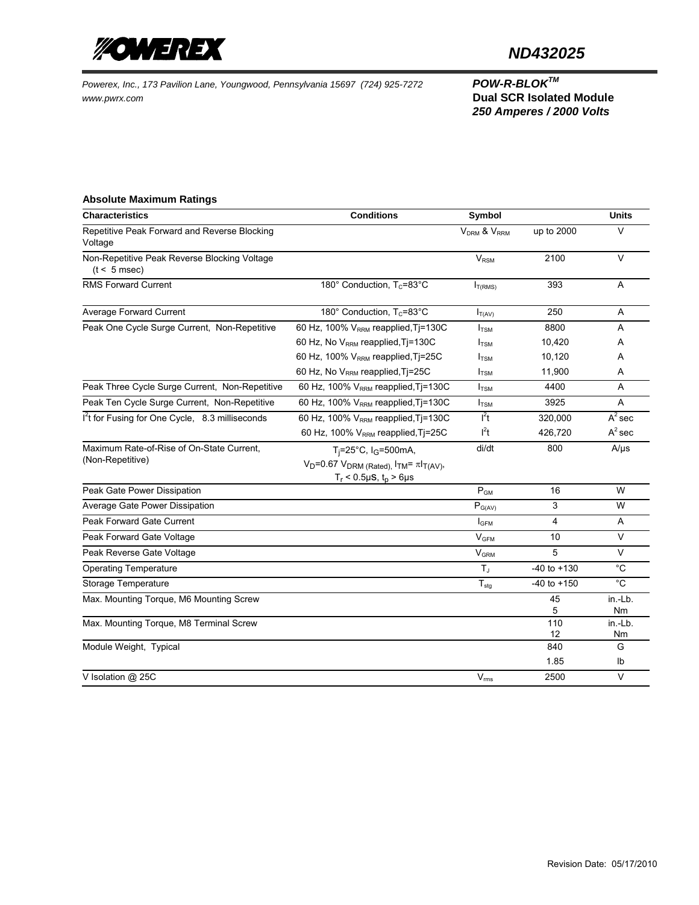**ND432025**

*Powerex, Inc., 173 Pavilion Lane, Youngwood, Pennsylvania 15697 (724) 925-7272*
*www.pwrx.com*

***POW-R-BLOK***[TM]
**Dual SCR Isolated Module**
***250 Amperes / 2000 Volts***

### Absolute Maximum Ratings

| Characteristics | Conditions | Symbol | | Units |
|---|---|---|---|---|
| Repetitive Peak Forward and Reverse Blocking Voltage | | $V_{DRM}$ & $V_{RRM}$ | up to 2000 | V |
| Non-Repetitive Peak Reverse Blocking Voltage (t < 5 msec) | | $V_{RSM}$ | 2100 | V |
| RMS Forward Current | 180° Conduction, $T_C$=83°C | $I_{T(RMS)}$ | 393 | A |
| Average Forward Current | 180° Conduction, $T_C$=83°C | $I_{T(AV)}$ | 250 | A |
| Peak One Cycle Surge Current, Non-Repetitive | 60 Hz, 100% $V_{RRM}$ reapplied,Tj=130C | $I_{TSM}$ | 8800 | A |
| | 60 Hz, No $V_{RRM}$ reapplied,Tj=130C | $I_{TSM}$ | 10,420 | A |
| | 60 Hz, 100% $V_{RRM}$ reapplied,Tj=25C | $I_{TSM}$ | 10,120 | A |
| | 60 Hz, No $V_{RRM}$ reapplied,Tj=25C | $I_{TSM}$ | 11,900 | A |
| Peak Three Cycle Surge Current, Non-Repetitive | 60 Hz, 100% $V_{RRM}$ reapplied,Tj=130C | $I_{TSM}$ | 4400 | A |
| Peak Ten Cycle Surge Current, Non-Repetitive | 60 Hz, 100% $V_{RRM}$ reapplied,Tj=130C | $I_{TSM}$ | 3925 | A |
| $I^2t$ for Fusing for One Cycle, 8.3 milliseconds | 60 Hz, 100% $V_{RRM}$ reapplied,Tj=130C | $I^2t$ | 320,000 | $A^2$ sec |
| | 60 Hz, 100% $V_{RRM}$ reapplied,Tj=25C | $I^2t$ | 426,720 | $A^2$ sec |
| Maximum Rate-of-Rise of On-State Current, (Non-Repetitive) | $T_j$=25°C, $I_G$=500mA, $V_D$=0.67 $V_{DRM (Rated)}$, $I_{TM}$= $\pi I_{T(AV)}$, $T_r$ < 0.5μs, $t_p$ > 6μs | di/dt | 800 | A/μs |
| Peak Gate Power Dissipation | | $P_{GM}$ | 16 | W |
| Average Gate Power Dissipation | | $P_{G(AV)}$ | 3 | W |
| Peak Forward Gate Current | | $I_{GFM}$ | 4 | A |
| Peak Forward Gate Voltage | | $V_{GFM}$ | 10 | V |
| Peak Reverse Gate Voltage | | $V_{GRM}$ | 5 | V |
| Operating Temperature | | $T_J$ | -40 to +130 | °C |
| Storage Temperature | | $T_{stg}$ | -40 to +150 | °C |
| Max. Mounting Torque, M6 Mounting Screw | | | 45 | in.-Lb. |
| | | | 5 | Nm |
| Max. Mounting Torque, M8 Terminal Screw | | | 110 | in.-Lb. |
| | | | 12 | Nm |
| Module Weight, Typical | | | 840 | G |
| | | | 1.85 | lb |
| V Isolation @ 25C | | $V_{rms}$ | 2500 | V |

Revision Date: 05/17/2010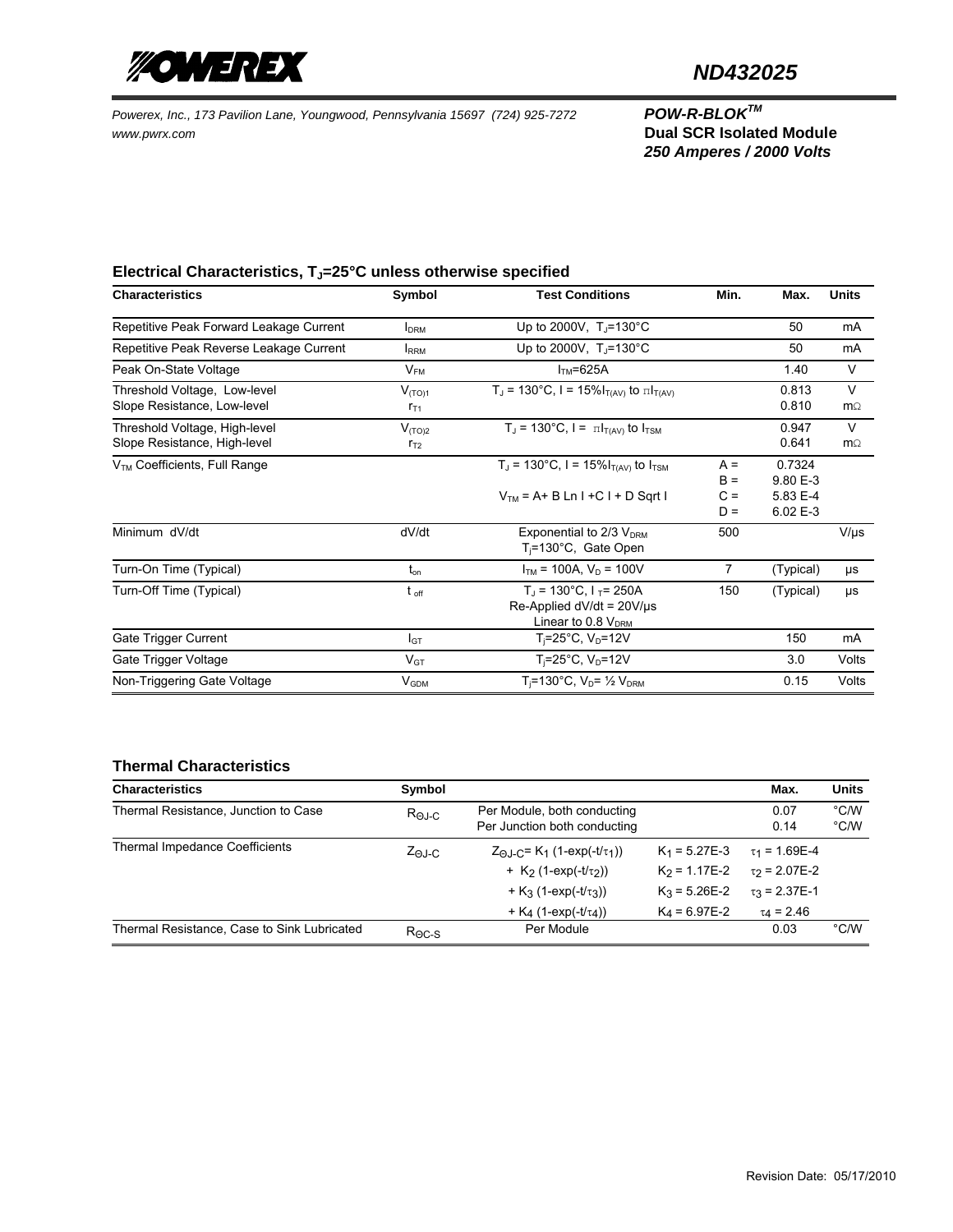**POW-R-BLOK™**
**Dual SCR Isolated Module**
***250 Amperes / 2000 Volts***

## Electrical Characteristics, $T_J$=25°C unless otherwise specified

| Characteristics | Symbol | Test Conditions | Min. | Max. | Units |
|---|---|---|---|---|---|
| Repetitive Peak Forward Leakage Current | $I_{DRM}$ | Up to 2000V, $T_J$=130°C | | 50 | mA |
| Repetitive Peak Reverse Leakage Current | $I_{RRM}$ | Up to 2000V, $T_J$=130°C | | 50 | mA |
| Peak On-State Voltage | $V_{FM}$ | $I_{TM}$=625A | | 1.40 | V |
| Threshold Voltage, Low-level<br>Slope Resistance, Low-level | $V_{(TO)1}$<br>$r_{T1}$ | $T_J$ = 130°C, I = 15%$I_{T(AV)}$ to $\pi I_{T(AV)}$ | | 0.813<br>0.810 | V<br>mΩ |
| Threshold Voltage, High-level<br>Slope Resistance, High-level | $V_{(TO)2}$<br>$r_{T2}$ | $T_J$ = 130°C, I = $\pi I_{T(AV)}$ to $I_{TSM}$ | | 0.947<br>0.641 | V<br>mΩ |
| $V_{TM}$ Coefficients, Full Range | | $T_J$ = 130°C, I = 15%$I_{T(AV)}$ to $I_{TSM}$<br><br>$V_{TM}$ = A+ B Ln I +C I + D Sqrt I | A =<br>B =<br>C =<br>D = | 0.7324<br>9.80 E-3<br>5.83 E-4<br>6.02 E-3 | |
| Minimum dV/dt | dV/dt | Exponential to 2/3 $V_{DRM}$<br>$T_j$=130°C, Gate Open | 500 | | V/μs |
| Turn-On Time (Typical) | $t_{on}$ | $I_{TM}$ = 100A, $V_D$ = 100V | 7 | (Typical) | μs |
| Turn-Off Time (Typical) | $t_{off}$ | $T_J$ = 130°C, $I_T$= 250A<br>Re-Applied dV/dt = 20V/μs<br>Linear to 0.8 $V_{DRM}$ | 150 | (Typical) | μs |
| Gate Trigger Current | $I_{GT}$ | $T_j$=25°C, $V_D$=12V | | 150 | mA |
| Gate Trigger Voltage | $V_{GT}$ | $T_j$=25°C, $V_D$=12V | | 3.0 | Volts |
| Non-Triggering Gate Voltage | $V_{GDM}$ | $T_j$=130°C, $V_D$= ½ $V_{DRM}$ | | 0.15 | Volts |

## Thermal Characteristics

| Characteristics | Symbol | | | Max. | Units |
|---|---|---|---|---|---|
| Thermal Resistance, Junction to Case | $R_{\Theta J\text{-}C}$ | Per Module, both conducting<br>Per Junction both conducting | | 0.07<br>0.14 | °C/W<br>°C/W |
| Thermal Impedance Coefficients | $Z_{\Theta J\text{-}C}$ | $Z_{\Theta J\text{-}C}$= $K_1$ (1-exp(-t/$\tau_1$))<br>+ $K_2$ (1-exp(-t/$\tau_2$))<br>+ $K_3$ (1-exp(-t/$\tau_3$))<br>+ $K_4$ (1-exp(-t/$\tau_4$)) | $K_1$ = 5.27E-3<br>$K_2$ = 1.17E-2<br>$K_3$ = 5.26E-2<br>$K_4$ = 6.97E-2 | $\tau_1$ = 1.69E-4<br>$\tau_2$ = 2.07E-2<br>$\tau_3$ = 2.37E-1<br>$\tau_4$ = 2.46 | |
| Thermal Resistance, Case to Sink Lubricated | $R_{\Theta C\text{-}S}$ | Per Module | | 0.03 | °C/W |

Revision Date: 05/17/2010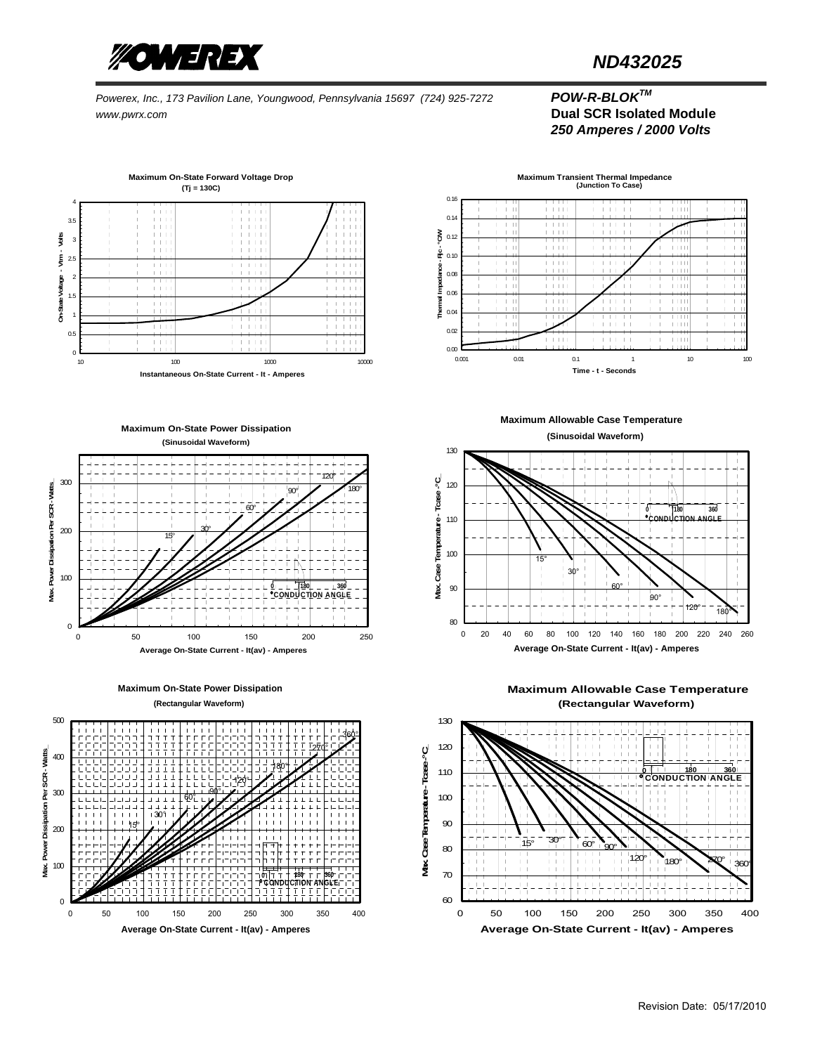# ND432025

*Powerex, Inc., 173 Pavilion Lane, Youngwood, Pennsylvania 15697 (724) 925-7272*
*www.pwrx.com*

***POW-R-BLOK™***
**Dual SCR Isolated Module**
***250 Amperes / 2000 Volts***

**Maximum On-State Forward Voltage Drop**
**(Tj = 130C)**

On-State Voltage - Vtm - Volts
0
0.5
1
1.5
2
2.5
3
3.5
4
10
100
1000
10000
**Instantaneous On-State Current - It - Amperes**

**Maximum Transient Thermal Impedance**
**(Junction To Case)**

Thermal Impedance - Rjc - °C/W
0.00
0.02
0.04
0.06
0.08
0.10
0.12
0.14
0.16
0.001
0.01
0.1
1
10
100
**Time - t - Seconds**

**Maximum On-State Power Dissipation**
**(Sinusoidal Waveform)**

Max. Power Dissipation Per SCR - Watts
0
100
200
300
0
50
100
150
200
250
15°
30°
60°
90°
120°
180°
0
180
360
CONDUCTION ANGLE
**Average On-State Current - It(av) - Amperes**

**Maximum Allowable Case Temperature**
**(Sinusoidal Waveform)**

Max. Case Temperature - Tcase - °C
80
90
100
110
120
130
0
20
40
60
80
100
120
140
160
180
200
220
240
260
15°
30°
60°
90°
120°
180°
0
180
360
CONDUCTION ANGLE
**Average On-State Current - It(av) - Amperes**

**Maximum On-State Power Dissipation**
**(Rectangular Waveform)**

Max. Power Dissipation Per SCR - Watts
0
100
200
300
400
500
0
50
100
150
200
250
300
350
400
15°
30°
60°
90°
120°
180°
270°
360°
0
180
360
CONDUCTION ANGLE
**Average On-State Current - It(av) - Amperes**

**Maximum Allowable Case Temperature**
**(Rectangular Waveform)**

Max Case Temperature - Tcase - °C
60
70
80
90
100
110
120
130
0
50
100
150
200
250
300
350
400
15°
30°
60°
90°
120°
180°
270°
360°
0
180
360
CONDUCTION ANGLE
**Average On-State Current - It(av) - Amperes**

Revision Date: 05/17/2010